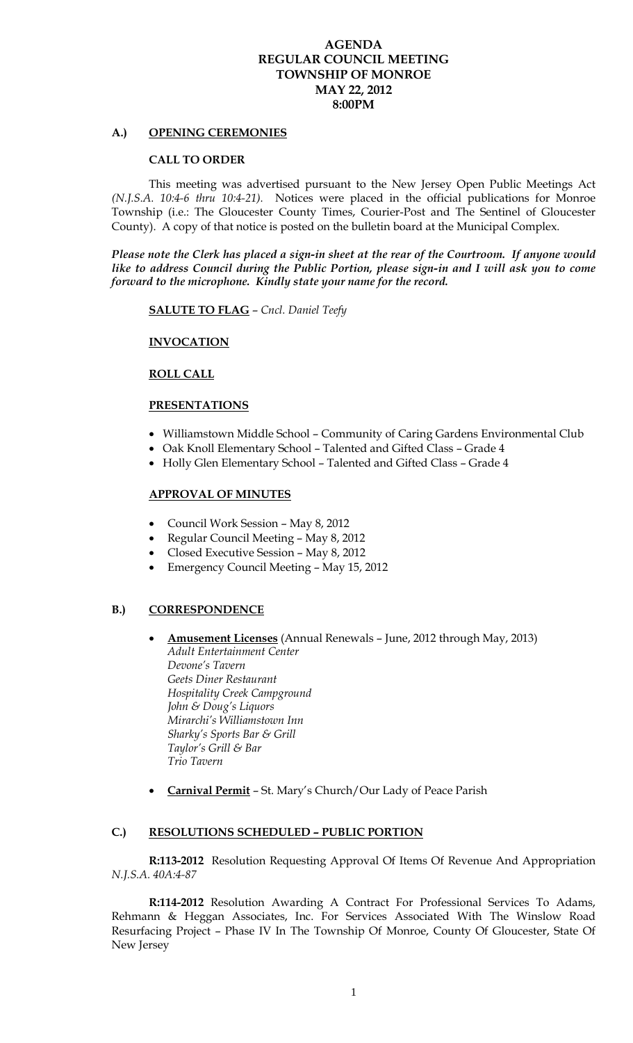# AGENDA
# REGULAR COUNCIL MEETING
# TOWNSHIP OF MONROE
# MAY 22, 2012
# 8:00PM

## A.) OPENING CEREMONIES

### CALL TO ORDER

This meeting was advertised pursuant to the New Jersey Open Public Meetings Act *(N.J.S.A. 10:4-6 thru 10:4-21).* Notices were placed in the official publications for Monroe Township (i.e.: The Gloucester County Times, Courier-Post and The Sentinel of Gloucester County). A copy of that notice is posted on the bulletin board at the Municipal Complex.

***Please note the Clerk has placed a sign-in sheet at the rear of the Courtroom. If anyone would like to address Council during the Public Portion, please sign-in and I will ask you to come forward to the microphone. Kindly state your name for the record.***

**SALUTE TO FLAG** – *Cncl. Daniel Teefy*

**INVOCATION**

**ROLL CALL**

**PRESENTATIONS**

- Williamstown Middle School – Community of Caring Gardens Environmental Club
- Oak Knoll Elementary School – Talented and Gifted Class – Grade 4
- Holly Glen Elementary School – Talented and Gifted Class – Grade 4

**APPROVAL OF MINUTES**

- Council Work Session – May 8, 2012
- Regular Council Meeting – May 8, 2012
- Closed Executive Session – May 8, 2012
- Emergency Council Meeting – May 15, 2012

## B.) CORRESPONDENCE

- **Amusement Licenses** (Annual Renewals – June, 2012 through May, 2013)
  *Adult Entertainment Center*
  *Devone's Tavern*
  *Geets Diner Restaurant*
  *Hospitality Creek Campground*
  *John & Doug's Liquors*
  *Mirarchi's Williamstown Inn*
  *Sharky's Sports Bar & Grill*
  *Taylor's Grill & Bar*
  *Trio Tavern*

- **Carnival Permit** – St. Mary's Church/Our Lady of Peace Parish

## C.) RESOLUTIONS SCHEDULED – PUBLIC PORTION

**R:113-2012** Resolution Requesting Approval Of Items Of Revenue And Appropriation *N.J.S.A. 40A:4-87*

**R:114-2012** Resolution Awarding A Contract For Professional Services To Adams, Rehmann & Heggan Associates, Inc. For Services Associated With The Winslow Road Resurfacing Project – Phase IV In The Township Of Monroe, County Of Gloucester, State Of New Jersey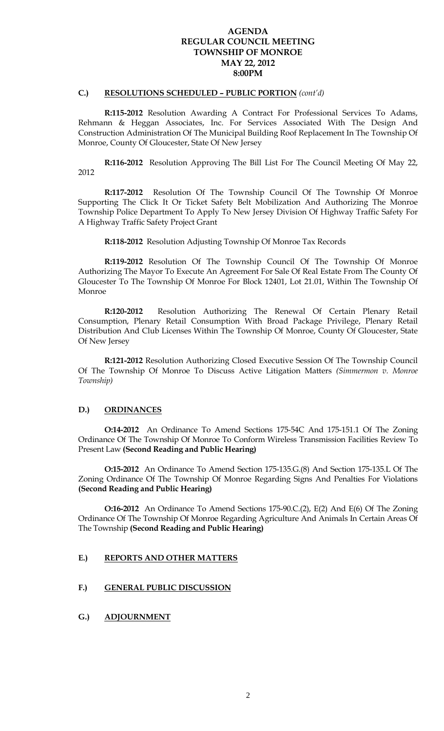# AGENDA
# REGULAR COUNCIL MEETING
# TOWNSHIP OF MONROE
# MAY 22, 2012
# 8:00PM

## C.) RESOLUTIONS SCHEDULED – PUBLIC PORTION *(cont'd)*

**R:115-2012** Resolution Awarding A Contract For Professional Services To Adams, Rehmann & Heggan Associates, Inc. For Services Associated With The Design And Construction Administration Of The Municipal Building Roof Replacement In The Township Of Monroe, County Of Gloucester, State Of New Jersey

**R:116-2012** Resolution Approving The Bill List For The Council Meeting Of May 22, 2012

**R:117-2012** Resolution Of The Township Council Of The Township Of Monroe Supporting The Click It Or Ticket Safety Belt Mobilization And Authorizing The Monroe Township Police Department To Apply To New Jersey Division Of Highway Traffic Safety For A Highway Traffic Safety Project Grant

**R:118-2012** Resolution Adjusting Township Of Monroe Tax Records

**R:119-2012** Resolution Of The Township Council Of The Township Of Monroe Authorizing The Mayor To Execute An Agreement For Sale Of Real Estate From The County Of Gloucester To The Township Of Monroe For Block 12401, Lot 21.01, Within The Township Of Monroe

**R:120-2012** Resolution Authorizing The Renewal Of Certain Plenary Retail Consumption, Plenary Retail Consumption With Broad Package Privilege, Plenary Retail Distribution And Club Licenses Within The Township Of Monroe, County Of Gloucester, State Of New Jersey

**R:121-2012** Resolution Authorizing Closed Executive Session Of The Township Council Of The Township Of Monroe To Discuss Active Litigation Matters *(Simmermon v. Monroe Township)*

## D.) ORDINANCES

**O:14-2012** An Ordinance To Amend Sections 175-54C And 175-151.1 Of The Zoning Ordinance Of The Township Of Monroe To Conform Wireless Transmission Facilities Review To Present Law **(Second Reading and Public Hearing)**

**O:15-2012** An Ordinance To Amend Section 175-135.G.(8) And Section 175-135.L Of The Zoning Ordinance Of The Township Of Monroe Regarding Signs And Penalties For Violations **(Second Reading and Public Hearing)**

**O:16-2012** An Ordinance To Amend Sections 175-90.C.(2), E(2) And E(6) Of The Zoning Ordinance Of The Township Of Monroe Regarding Agriculture And Animals In Certain Areas Of The Township **(Second Reading and Public Hearing)**

## E.) REPORTS AND OTHER MATTERS

## F.) GENERAL PUBLIC DISCUSSION

## G.) ADJOURNMENT